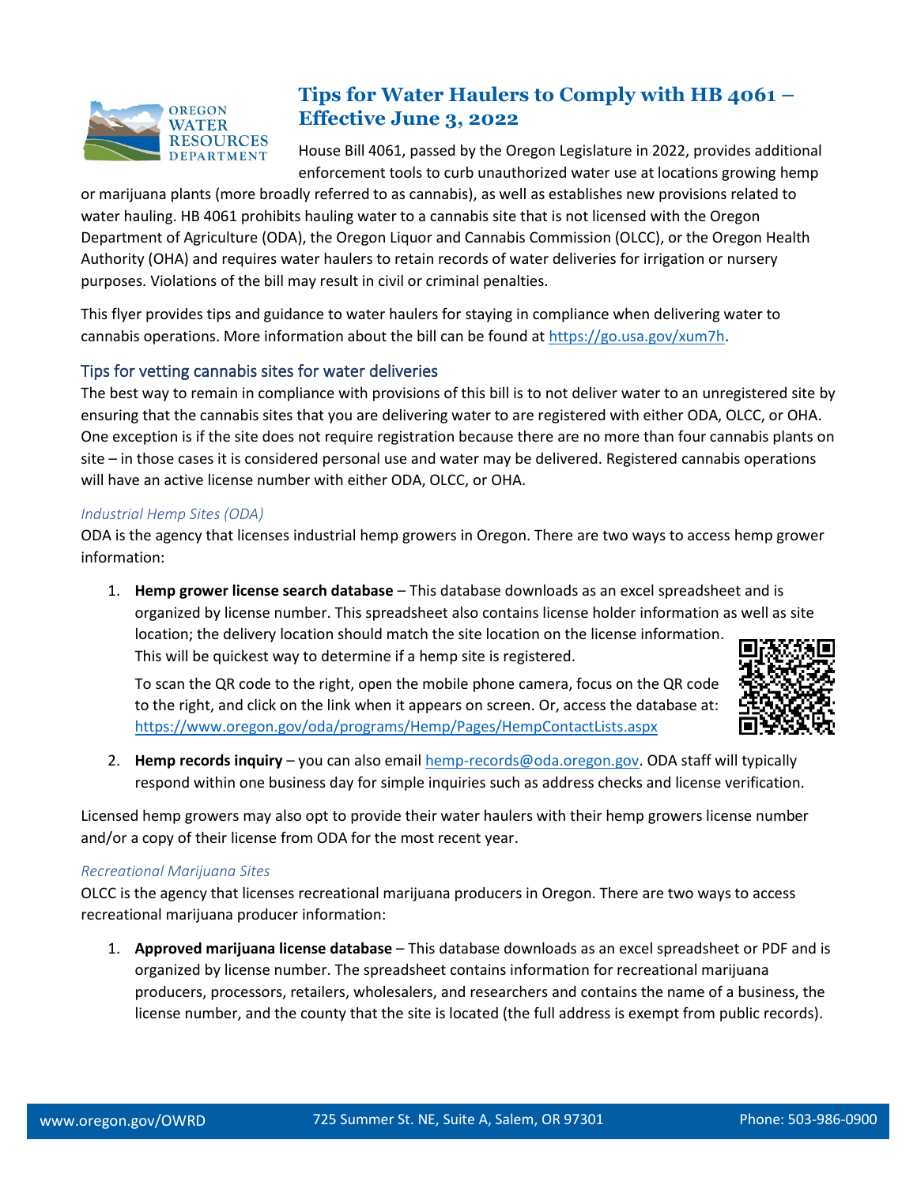# Tips for Water Haulers to Comply with HB 4061 – Effective June 3, 2022

House Bill 4061, passed by the Oregon Legislature in 2022, provides additional enforcement tools to curb unauthorized water use at locations growing hemp or marijuana plants (more broadly referred to as cannabis), as well as establishes new provisions related to water hauling. HB 4061 prohibits hauling water to a cannabis site that is not licensed with the Oregon Department of Agriculture (ODA), the Oregon Liquor and Cannabis Commission (OLCC), or the Oregon Health Authority (OHA) and requires water haulers to retain records of water deliveries for irrigation or nursery purposes. Violations of the bill may result in civil or criminal penalties.

This flyer provides tips and guidance to water haulers for staying in compliance when delivering water to cannabis operations. More information about the bill can be found at https://go.usa.gov/xum7h.

## Tips for vetting cannabis sites for water deliveries

The best way to remain in compliance with provisions of this bill is to not deliver water to an unregistered site by ensuring that the cannabis sites that you are delivering water to are registered with either ODA, OLCC, or OHA. One exception is if the site does not require registration because there are no more than four cannabis plants on site – in those cases it is considered personal use and water may be delivered. Registered cannabis operations will have an active license number with either ODA, OLCC, or OHA.

### *Industrial Hemp Sites (ODA)*

ODA is the agency that licenses industrial hemp growers in Oregon. There are two ways to access hemp grower information:

1. **Hemp grower license search database** – This database downloads as an excel spreadsheet and is organized by license number. This spreadsheet also contains license holder information as well as site location; the delivery location should match the site location on the license information. This will be quickest way to determine if a hemp site is registered.

   To scan the QR code to the right, open the mobile phone camera, focus on the QR code to the right, and click on the link when it appears on screen. Or, access the database at: https://www.oregon.gov/oda/programs/Hemp/Pages/HempContactLists.aspx

2. **Hemp records inquiry** – you can also email hemp-records@oda.oregon.gov. ODA staff will typically respond within one business day for simple inquiries such as address checks and license verification.

Licensed hemp growers may also opt to provide their water haulers with their hemp growers license number and/or a copy of their license from ODA for the most recent year.

### *Recreational Marijuana Sites*

OLCC is the agency that licenses recreational marijuana producers in Oregon. There are two ways to access recreational marijuana producer information:

1. **Approved marijuana license database** – This database downloads as an excel spreadsheet or PDF and is organized by license number. The spreadsheet contains information for recreational marijuana producers, processors, retailers, wholesalers, and researchers and contains the name of a business, the license number, and the county that the site is located (the full address is exempt from public records).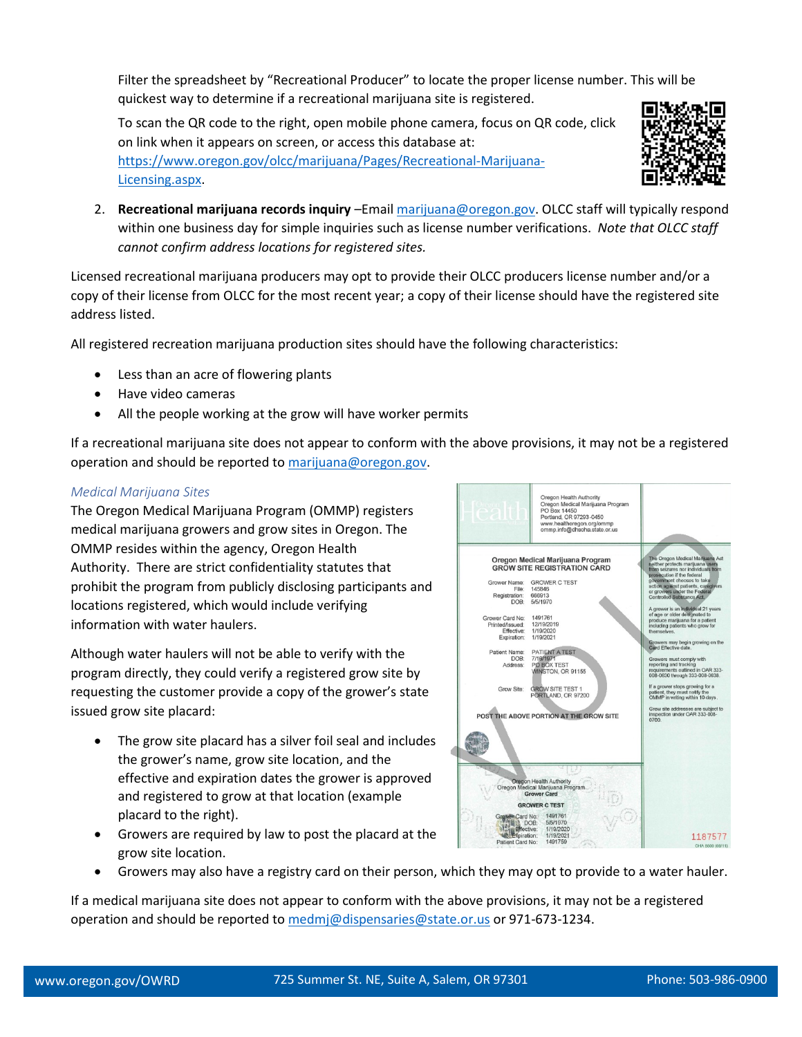Filter the spreadsheet by "Recreational Producer" to locate the proper license number. This will be quickest way to determine if a recreational marijuana site is registered.

To scan the QR code to the right, open mobile phone camera, focus on QR code, click on link when it appears on screen, or access this database at: [https://www.oregon.gov/olcc/marijuana/Pages/Recreational-Marijuana-Licensing.aspx](https://www.oregon.gov/olcc/marijuana/Pages/Recreational-Marijuana-Licensing.aspx).

2. **Recreational marijuana records inquiry** –Email marijuana@oregon.gov. OLCC staff will typically respond within one business day for simple inquiries such as license number verifications. *Note that OLCC staff cannot confirm address locations for registered sites.*

Licensed recreational marijuana producers may opt to provide their OLCC producers license number and/or a copy of their license from OLCC for the most recent year; a copy of their license should have the registered site address listed.

All registered recreation marijuana production sites should have the following characteristics:

- Less than an acre of flowering plants
- Have video cameras
- All the people working at the grow will have worker permits

If a recreational marijuana site does not appear to conform with the above provisions, it may not be a registered operation and should be reported to marijuana@oregon.gov.

*Medical Marijuana Sites*

The Oregon Medical Marijuana Program (OMMP) registers medical marijuana growers and grow sites in Oregon. The OMMP resides within the agency, Oregon Health Authority. There are strict confidentiality statutes that prohibit the program from publicly disclosing participants and locations registered, which would include verifying information with water haulers.

Although water haulers will not be able to verify with the program directly, they could verify a registered grow site by requesting the customer provide a copy of the grower's state issued grow site placard:

- The grow site placard has a silver foil seal and includes the grower's name, grow site location, and the effective and expiration dates the grower is approved and registered to grow at that location (example placard to the right).
- Growers are required by law to post the placard at the grow site location.
- Growers may also have a registry card on their person, which they may opt to provide to a water hauler.

If a medical marijuana site does not appear to conform with the above provisions, it may not be a registered operation and should be reported to medmj@dispensaries@state.or.us or 971-673-1234.